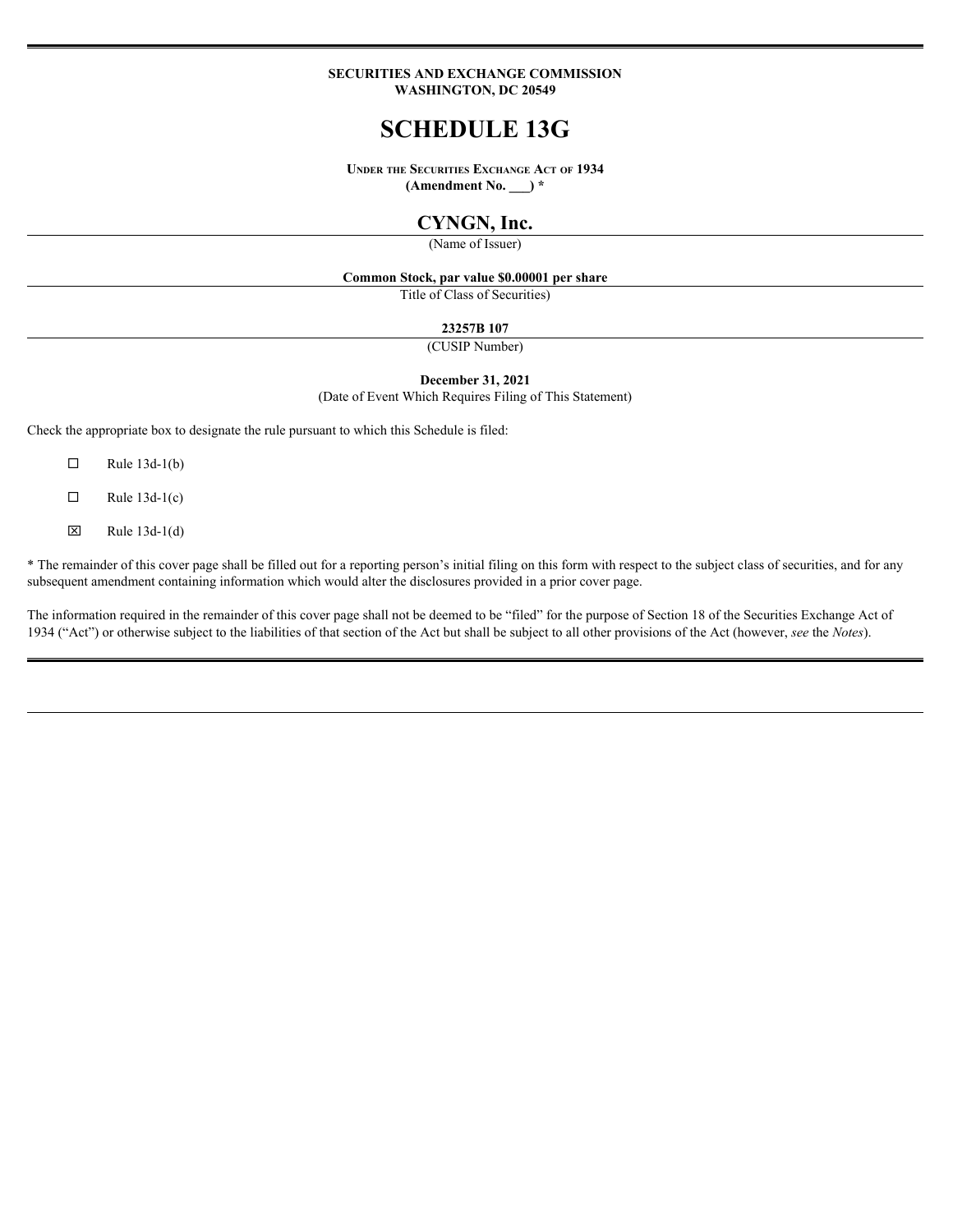**SECURITIES AND EXCHANGE COMMISSION**
**WASHINGTON, DC 20549**

# SCHEDULE 13G

**UNDER THE SECURITIES EXCHANGE ACT OF 1934**
**(Amendment No. ___) ***

## CYNGN, Inc.

(Name of Issuer)

**Common Stock, par value $0.00001 per share**

Title of Class of Securities)

**23257B 107**

(CUSIP Number)

**December 31, 2021**

(Date of Event Which Requires Filing of This Statement)

Check the appropriate box to designate the rule pursuant to which this Schedule is filed:

☐ Rule 13d-1(b)

☐ Rule 13d-1(c)

☒ Rule 13d-1(d)

* The remainder of this cover page shall be filled out for a reporting person's initial filing on this form with respect to the subject class of securities, and for any subsequent amendment containing information which would alter the disclosures provided in a prior cover page.

The information required in the remainder of this cover page shall not be deemed to be "filed" for the purpose of Section 18 of the Securities Exchange Act of 1934 ("Act") or otherwise subject to the liabilities of that section of the Act but shall be subject to all other provisions of the Act (however, *see* the *Notes*).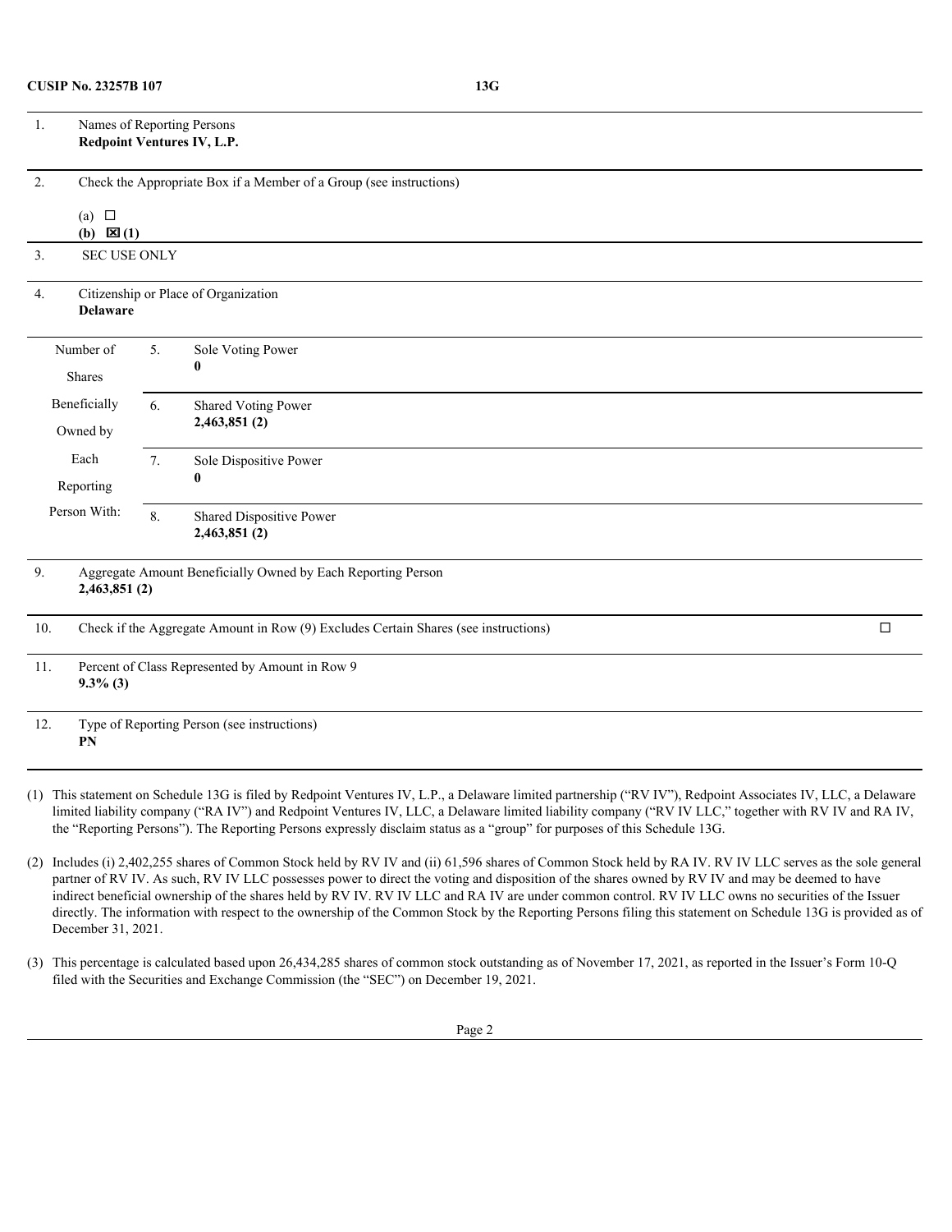**CUSIP No. 23257B 107** | **13G**

| | | | |
|---|---|---|---|
| 1. | Names of Reporting Persons<br>**Redpoint Ventures IV, L.P.** | | |
| 2. | Check the Appropriate Box if a Member of a Group (see instructions)<br>(a) ☐<br>**(b) ☒ (1)** | | |
| 3. | SEC USE ONLY | | |
| 4. | Citizenship or Place of Organization<br>**Delaware** | | |
| Number of Shares Beneficially Owned by Each Reporting Person With: | 5. | Sole Voting Power<br>**0** | |
| | 6. | Shared Voting Power<br>**2,463,851 (2)** | |
| | 7. | Sole Dispositive Power<br>**0** | |
| | 8. | Shared Dispositive Power<br>**2,463,851 (2)** | |
| 9. | Aggregate Amount Beneficially Owned by Each Reporting Person<br>**2,463,851 (2)** | | |
| 10. | Check if the Aggregate Amount in Row (9) Excludes Certain Shares (see instructions) | | ☐ |
| 11. | Percent of Class Represented by Amount in Row 9<br>**9.3% (3)** | | |
| 12. | Type of Reporting Person (see instructions)<br>**PN** | | |

(1) This statement on Schedule 13G is filed by Redpoint Ventures IV, L.P., a Delaware limited partnership ("RV IV"), Redpoint Associates IV, LLC, a Delaware limited liability company ("RA IV") and Redpoint Ventures IV, LLC, a Delaware limited liability company ("RV IV LLC," together with RV IV and RA IV, the "Reporting Persons"). The Reporting Persons expressly disclaim status as a "group" for purposes of this Schedule 13G.

(2) Includes (i) 2,402,255 shares of Common Stock held by RV IV and (ii) 61,596 shares of Common Stock held by RA IV. RV IV LLC serves as the sole general partner of RV IV. As such, RV IV LLC possesses power to direct the voting and disposition of the shares owned by RV IV and may be deemed to have indirect beneficial ownership of the shares held by RV IV. RV IV LLC and RA IV are under common control. RV IV LLC owns no securities of the Issuer directly. The information with respect to the ownership of the Common Stock by the Reporting Persons filing this statement on Schedule 13G is provided as of December 31, 2021.

(3) This percentage is calculated based upon 26,434,285 shares of common stock outstanding as of November 17, 2021, as reported in the Issuer's Form 10-Q filed with the Securities and Exchange Commission (the "SEC") on December 19, 2021.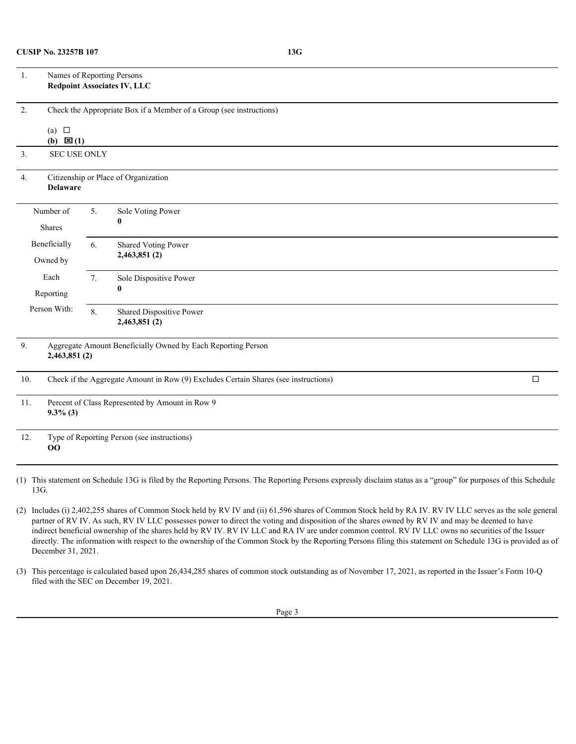**CUSIP No. 23257B 107** **13G**

| | | | |
|---|---|---|---|
| 1. | Names of Reporting Persons<br>**Redpoint Associates IV, LLC** | | |
| 2. | Check the Appropriate Box if a Member of a Group (see instructions)<br><br>(a) ☐<br>**(b) ☒ (1)** | | |
| 3. | SEC USE ONLY | | |
| 4. | Citizenship or Place of Organization<br>**Delaware** | | |
| Number of Shares Beneficially Owned by Each Reporting Person With: | 5. | Sole Voting Power<br>**0** | |
| | 6. | Shared Voting Power<br>**2,463,851 (2)** | |
| | 7. | Sole Dispositive Power<br>**0** | |
| | 8. | Shared Dispositive Power<br>**2,463,851 (2)** | |
| 9. | Aggregate Amount Beneficially Owned by Each Reporting Person<br>**2,463,851 (2)** | | |
| 10. | Check if the Aggregate Amount in Row (9) Excludes Certain Shares (see instructions) | | ☐ |
| 11. | Percent of Class Represented by Amount in Row 9<br>**9.3% (3)** | | |
| 12. | Type of Reporting Person (see instructions)<br>**OO** | | |

(1) This statement on Schedule 13G is filed by the Reporting Persons. The Reporting Persons expressly disclaim status as a "group" for purposes of this Schedule 13G.

(2) Includes (i) 2,402,255 shares of Common Stock held by RV IV and (ii) 61,596 shares of Common Stock held by RA IV. RV IV LLC serves as the sole general partner of RV IV. As such, RV IV LLC possesses power to direct the voting and disposition of the shares owned by RV IV and may be deemed to have indirect beneficial ownership of the shares held by RV IV. RV IV LLC and RA IV are under common control. RV IV LLC owns no securities of the Issuer directly. The information with respect to the ownership of the Common Stock by the Reporting Persons filing this statement on Schedule 13G is provided as of December 31, 2021.

(3) This percentage is calculated based upon 26,434,285 shares of common stock outstanding as of November 17, 2021, as reported in the Issuer's Form 10-Q filed with the SEC on December 19, 2021.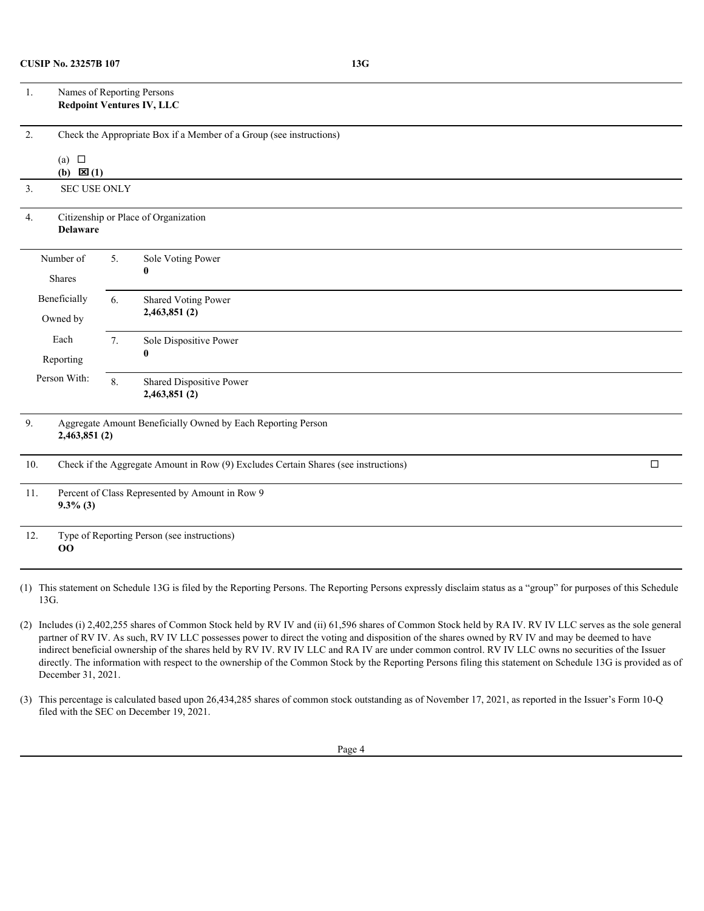**CUSIP No. 23257B 107** **13G**

| | | | |
|---|---|---|---|
| 1. | Names of Reporting Persons<br>**Redpoint Ventures IV, LLC** | | |
| 2. | Check the Appropriate Box if a Member of a Group (see instructions)<br><br>(a) ☐<br>**(b) ☒ (1)** | | |
| 3. | SEC USE ONLY | | |
| 4. | Citizenship or Place of Organization<br>**Delaware** | | |
| Number of Shares Beneficially Owned by Each Reporting Person With: | 5. | Sole Voting Power<br>**0** | |
| | 6. | Shared Voting Power<br>**2,463,851 (2)** | |
| | 7. | Sole Dispositive Power<br>**0** | |
| | 8. | Shared Dispositive Power<br>**2,463,851 (2)** | |
| 9. | Aggregate Amount Beneficially Owned by Each Reporting Person<br>**2,463,851 (2)** | | |
| 10. | Check if the Aggregate Amount in Row (9) Excludes Certain Shares (see instructions) | | ☐ |
| 11. | Percent of Class Represented by Amount in Row 9<br>**9.3% (3)** | | |
| 12. | Type of Reporting Person (see instructions)<br>**OO** | | |

(1) This statement on Schedule 13G is filed by the Reporting Persons. The Reporting Persons expressly disclaim status as a "group" for purposes of this Schedule 13G.

(2) Includes (i) 2,402,255 shares of Common Stock held by RV IV and (ii) 61,596 shares of Common Stock held by RA IV. RV IV LLC serves as the sole general partner of RV IV. As such, RV IV LLC possesses power to direct the voting and disposition of the shares owned by RV IV and may be deemed to have indirect beneficial ownership of the shares held by RV IV. RV IV LLC and RA IV are under common control. RV IV LLC owns no securities of the Issuer directly. The information with respect to the ownership of the Common Stock by the Reporting Persons filing this statement on Schedule 13G is provided as of December 31, 2021.

(3) This percentage is calculated based upon 26,434,285 shares of common stock outstanding as of November 17, 2021, as reported in the Issuer's Form 10-Q filed with the SEC on December 19, 2021.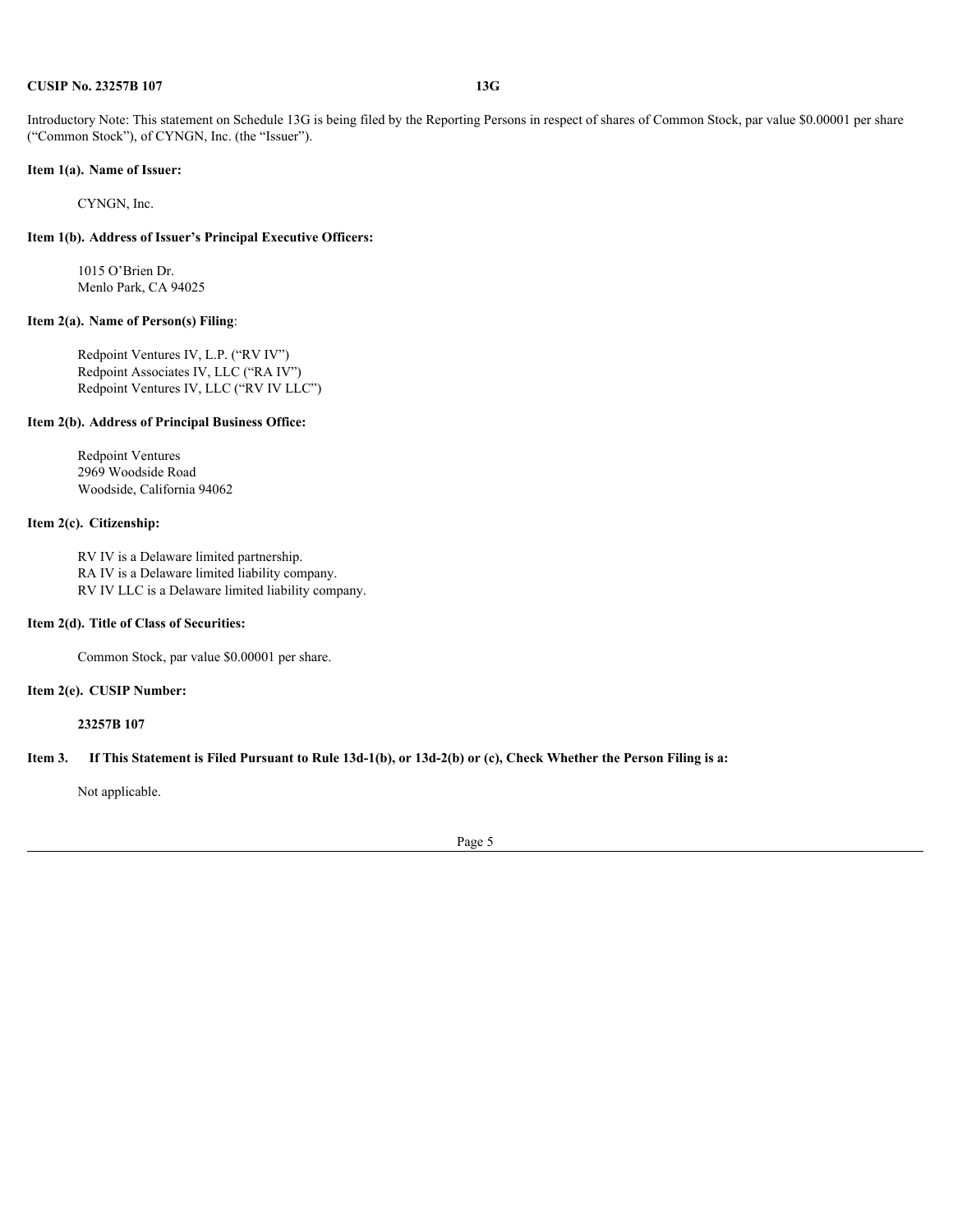Introductory Note: This statement on Schedule 13G is being filed by the Reporting Persons in respect of shares of Common Stock, par value $0.00001 per share ("Common Stock"), of CYNGN, Inc. (the "Issuer").

**Item 1(a). Name of Issuer:**

CYNGN, Inc.

**Item 1(b). Address of Issuer's Principal Executive Officers:**

1015 O'Brien Dr.
Menlo Park, CA 94025

**Item 2(a). Name of Person(s) Filing**:

Redpoint Ventures IV, L.P. ("RV IV")
Redpoint Associates IV, LLC ("RA IV")
Redpoint Ventures IV, LLC ("RV IV LLC")

**Item 2(b). Address of Principal Business Office:**

Redpoint Ventures
2969 Woodside Road
Woodside, California 94062

**Item 2(c). Citizenship:**

RV IV is a Delaware limited partnership.
RA IV is a Delaware limited liability company.
RV IV LLC is a Delaware limited liability company.

**Item 2(d). Title of Class of Securities:**

Common Stock, par value $0.00001 per share.

**Item 2(e). CUSIP Number:**

**23257B 107**

**Item 3. If This Statement is Filed Pursuant to Rule 13d-1(b), or 13d-2(b) or (c), Check Whether the Person Filing is a:**

Not applicable.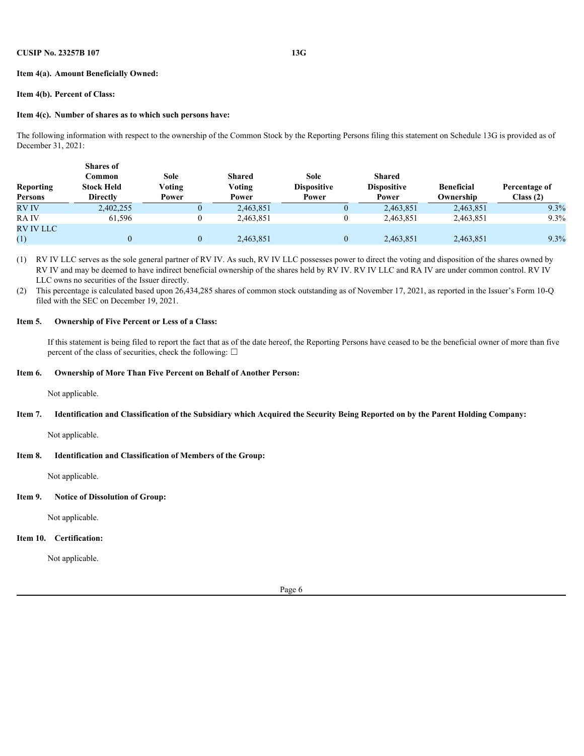**CUSIP No. 23257B 107** **13G**

**Item 4(a). Amount Beneficially Owned:**

**Item 4(b). Percent of Class:**

**Item 4(c). Number of shares as to which such persons have:**

The following information with respect to the ownership of the Common Stock by the Reporting Persons filing this statement on Schedule 13G is provided as of December 31, 2021:

| Reporting Persons | Shares of Common Stock Held Directly | Sole Voting Power | Shared Voting Power | Sole Dispositive Power | Shared Dispositive Power | Beneficial Ownership | Percentage of Class (2) |
|---|---|---|---|---|---|---|---|
| RV IV | 2,402,255 | 0 | 2,463,851 | 0 | 2,463,851 | 2,463,851 | 9.3% |
| RA IV | 61,596 | 0 | 2,463,851 | 0 | 2,463,851 | 2,463,851 | 9.3% |
| RV IV LLC (1) | 0 | 0 | 2,463,851 | 0 | 2,463,851 | 2,463,851 | 9.3% |

(1) RV IV LLC serves as the sole general partner of RV IV. As such, RV IV LLC possesses power to direct the voting and disposition of the shares owned by RV IV and may be deemed to have indirect beneficial ownership of the shares held by RV IV. RV IV LLC and RA IV are under common control. RV IV LLC owns no securities of the Issuer directly.

(2) This percentage is calculated based upon 26,434,285 shares of common stock outstanding as of November 17, 2021, as reported in the Issuer's Form 10-Q filed with the SEC on December 19, 2021.

**Item 5. Ownership of Five Percent or Less of a Class:**

If this statement is being filed to report the fact that as of the date hereof, the Reporting Persons have ceased to be the beneficial owner of more than five percent of the class of securities, check the following: ☐

**Item 6. Ownership of More Than Five Percent on Behalf of Another Person:**

Not applicable.

**Item 7. Identification and Classification of the Subsidiary which Acquired the Security Being Reported on by the Parent Holding Company:**

Not applicable.

**Item 8. Identification and Classification of Members of the Group:**

Not applicable.

**Item 9. Notice of Dissolution of Group:**

Not applicable.

**Item 10. Certification:**

Not applicable.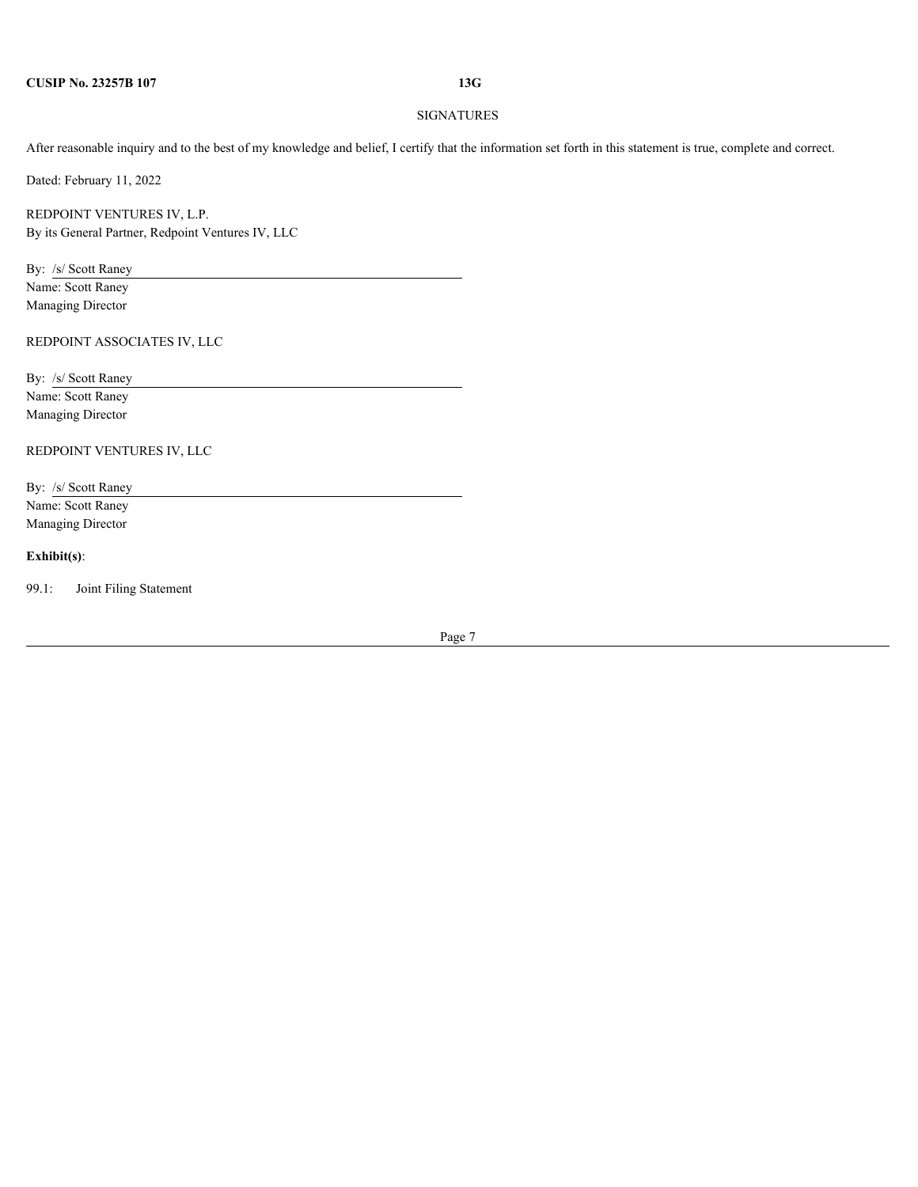**CUSIP No. 23257B 107** **13G**

SIGNATURES

After reasonable inquiry and to the best of my knowledge and belief, I certify that the information set forth in this statement is true, complete and correct.

Dated: February 11, 2022

REDPOINT VENTURES IV, L.P.
By its General Partner, Redpoint Ventures IV, LLC

By: /s/ Scott Raney
Name: Scott Raney
Managing Director

REDPOINT ASSOCIATES IV, LLC

By: /s/ Scott Raney
Name: Scott Raney
Managing Director

REDPOINT VENTURES IV, LLC

By: /s/ Scott Raney
Name: Scott Raney
Managing Director

**Exhibit(s)**:

99.1: Joint Filing Statement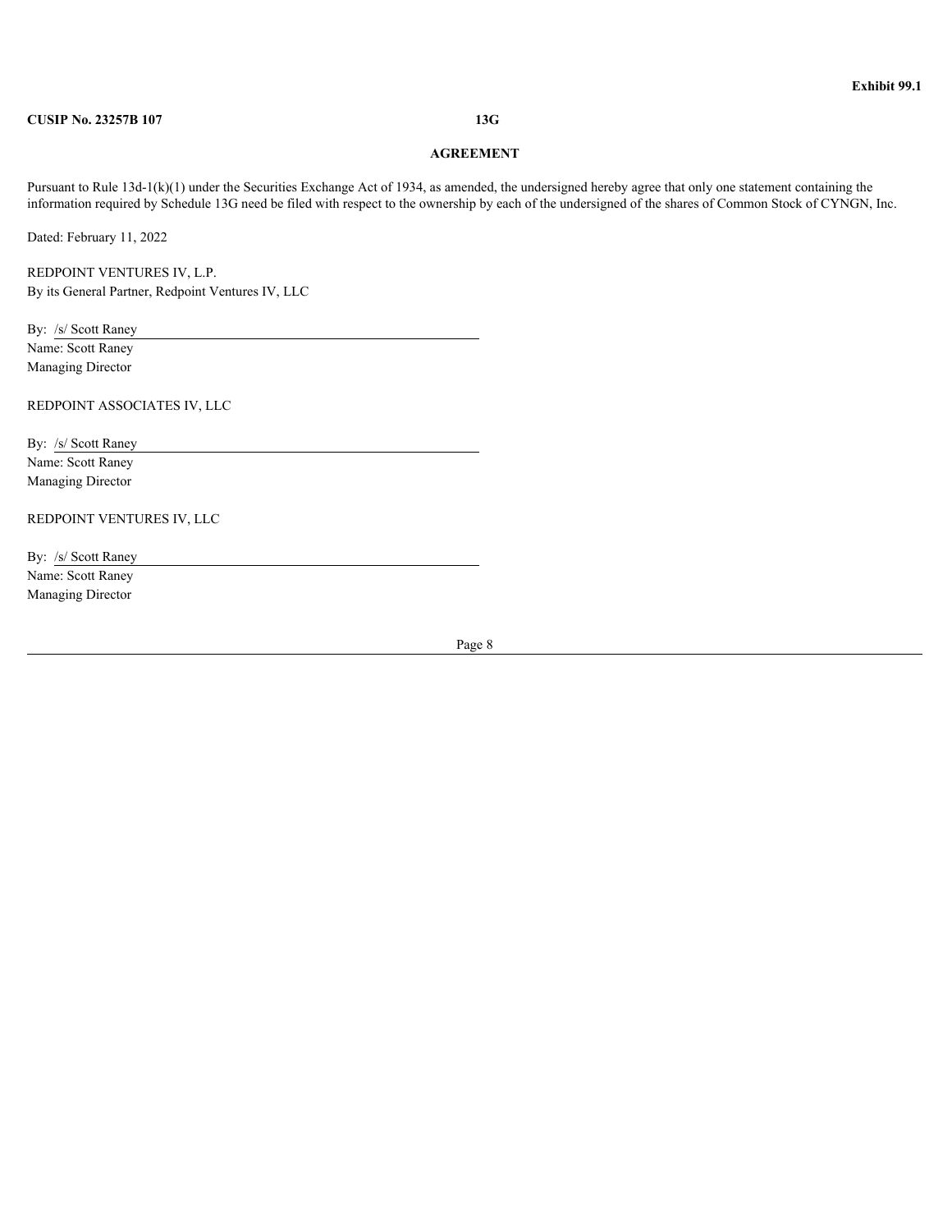**Exhibit 99.1**

**CUSIP No. 23257B 107** **13G**

**AGREEMENT**

Pursuant to Rule 13d-1(k)(1) under the Securities Exchange Act of 1934, as amended, the undersigned hereby agree that only one statement containing the information required by Schedule 13G need be filed with respect to the ownership by each of the undersigned of the shares of Common Stock of CYNGN, Inc.

Dated: February 11, 2022

REDPOINT VENTURES IV, L.P.
By its General Partner, Redpoint Ventures IV, LLC

By: /s/ Scott Raney
Name: Scott Raney
Managing Director

REDPOINT ASSOCIATES IV, LLC

By: /s/ Scott Raney
Name: Scott Raney
Managing Director

REDPOINT VENTURES IV, LLC

By: /s/ Scott Raney
Name: Scott Raney
Managing Director